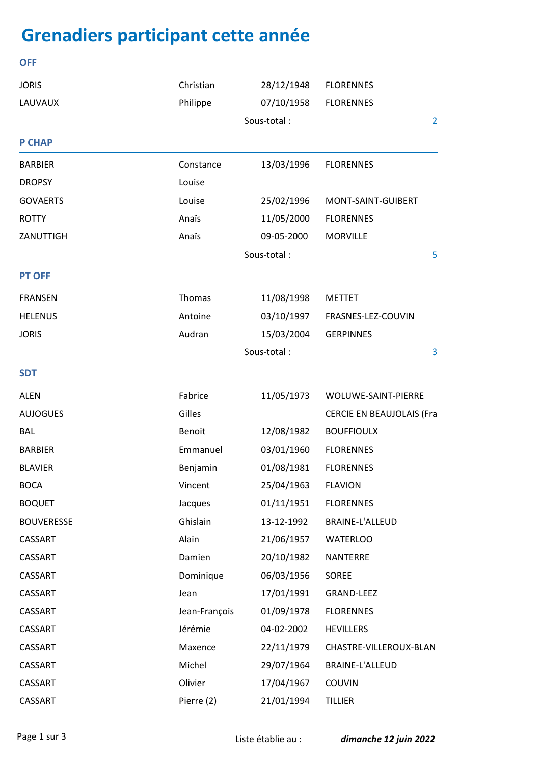# Grenadiers participant cette année

## OFF

| | | | |
|---|---|---|---|
| JORIS | Christian | 28/12/1948 | FLORENNES |
| LAUVAUX | Philippe | 07/10/1958 | FLORENNES |
| | | Sous-total : | 2 |

## P CHAP

| | | | |
|---|---|---|---|
| BARBIER | Constance | 13/03/1996 | FLORENNES |
| DROPSY | Louise | | |
| GOVAERTS | Louise | 25/02/1996 | MONT-SAINT-GUIBERT |
| ROTTY | Anaïs | 11/05/2000 | FLORENNES |
| ZANUTTIGH | Anaïs | 09-05-2000 | MORVILLE |
| | | Sous-total : | 5 |

## PT OFF

| | | | |
|---|---|---|---|
| FRANSEN | Thomas | 11/08/1998 | METTET |
| HELENUS | Antoine | 03/10/1997 | FRASNES-LEZ-COUVIN |
| JORIS | Audran | 15/03/2004 | GERPINNES |
| | | Sous-total : | 3 |

## SDT

| | | | |
|---|---|---|---|
| ALEN | Fabrice | 11/05/1973 | WOLUWE-SAINT-PIERRE |
| AUJOGUES | Gilles | | CERCIE EN BEAUJOLAIS (Fra |
| BAL | Benoit | 12/08/1982 | BOUFFIOULX |
| BARBIER | Emmanuel | 03/01/1960 | FLORENNES |
| BLAVIER | Benjamin | 01/08/1981 | FLORENNES |
| BOCA | Vincent | 25/04/1963 | FLAVION |
| BOQUET | Jacques | 01/11/1951 | FLORENNES |
| BOUVERESSE | Ghislain | 13-12-1992 | BRAINE-L'ALLEUD |
| CASSART | Alain | 21/06/1957 | WATERLOO |
| CASSART | Damien | 20/10/1982 | NANTERRE |
| CASSART | Dominique | 06/03/1956 | SOREE |
| CASSART | Jean | 17/01/1991 | GRAND-LEEZ |
| CASSART | Jean-François | 01/09/1978 | FLORENNES |
| CASSART | Jérémie | 04-02-2002 | HEVILLERS |
| CASSART | Maxence | 22/11/1979 | CHASTRE-VILLEROUX-BLAN |
| CASSART | Michel | 29/07/1964 | BRAINE-L'ALLEUD |
| CASSART | Olivier | 17/04/1967 | COUVIN |
| CASSART | Pierre (2) | 21/01/1994 | TILLIER |

Liste établie au : ***dimanche 12 juin 2022***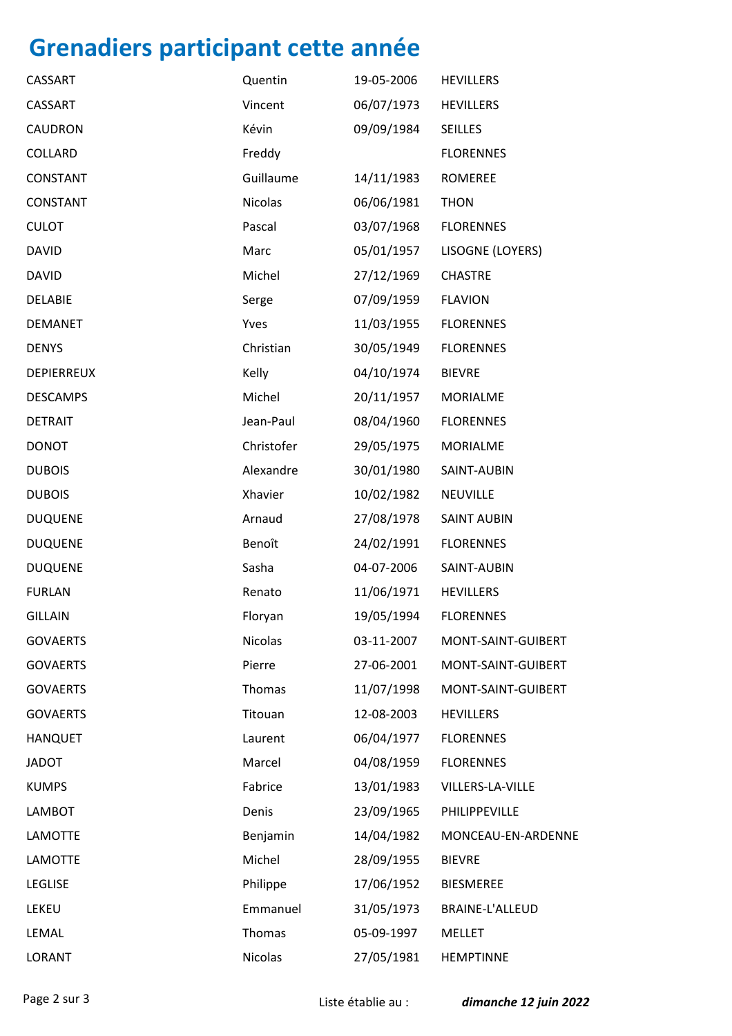# Grenadiers participant cette année

| | | | |
|---|---|---|---|
| CASSART | Quentin | 19-05-2006 | HEVILLERS |
| CASSART | Vincent | 06/07/1973 | HEVILLERS |
| CAUDRON | Kévin | 09/09/1984 | SEILLES |
| COLLARD | Freddy | | FLORENNES |
| CONSTANT | Guillaume | 14/11/1983 | ROMEREE |
| CONSTANT | Nicolas | 06/06/1981 | THON |
| CULOT | Pascal | 03/07/1968 | FLORENNES |
| DAVID | Marc | 05/01/1957 | LISOGNE (LOYERS) |
| DAVID | Michel | 27/12/1969 | CHASTRE |
| DELABIE | Serge | 07/09/1959 | FLAVION |
| DEMANET | Yves | 11/03/1955 | FLORENNES |
| DENYS | Christian | 30/05/1949 | FLORENNES |
| DEPIERREUX | Kelly | 04/10/1974 | BIEVRE |
| DESCAMPS | Michel | 20/11/1957 | MORIALME |
| DETRAIT | Jean-Paul | 08/04/1960 | FLORENNES |
| DONOT | Christofer | 29/05/1975 | MORIALME |
| DUBOIS | Alexandre | 30/01/1980 | SAINT-AUBIN |
| DUBOIS | Xhavier | 10/02/1982 | NEUVILLE |
| DUQUENE | Arnaud | 27/08/1978 | SAINT AUBIN |
| DUQUENE | Benoît | 24/02/1991 | FLORENNES |
| DUQUENE | Sasha | 04-07-2006 | SAINT-AUBIN |
| FURLAN | Renato | 11/06/1971 | HEVILLERS |
| GILLAIN | Floryan | 19/05/1994 | FLORENNES |
| GOVAERTS | Nicolas | 03-11-2007 | MONT-SAINT-GUIBERT |
| GOVAERTS | Pierre | 27-06-2001 | MONT-SAINT-GUIBERT |
| GOVAERTS | Thomas | 11/07/1998 | MONT-SAINT-GUIBERT |
| GOVAERTS | Titouan | 12-08-2003 | HEVILLERS |
| HANQUET | Laurent | 06/04/1977 | FLORENNES |
| JADOT | Marcel | 04/08/1959 | FLORENNES |
| KUMPS | Fabrice | 13/01/1983 | VILLERS-LA-VILLE |
| LAMBOT | Denis | 23/09/1965 | PHILIPPEVILLE |
| LAMOTTE | Benjamin | 14/04/1982 | MONCEAU-EN-ARDENNE |
| LAMOTTE | Michel | 28/09/1955 | BIEVRE |
| LEGLISE | Philippe | 17/06/1952 | BIESMEREE |
| LEKEU | Emmanuel | 31/05/1973 | BRAINE-L'ALLEUD |
| LEMAL | Thomas | 05-09-1997 | MELLET |
| LORANT | Nicolas | 27/05/1981 | HEMPTINNE |

Liste établie au : ***dimanche 12 juin 2022***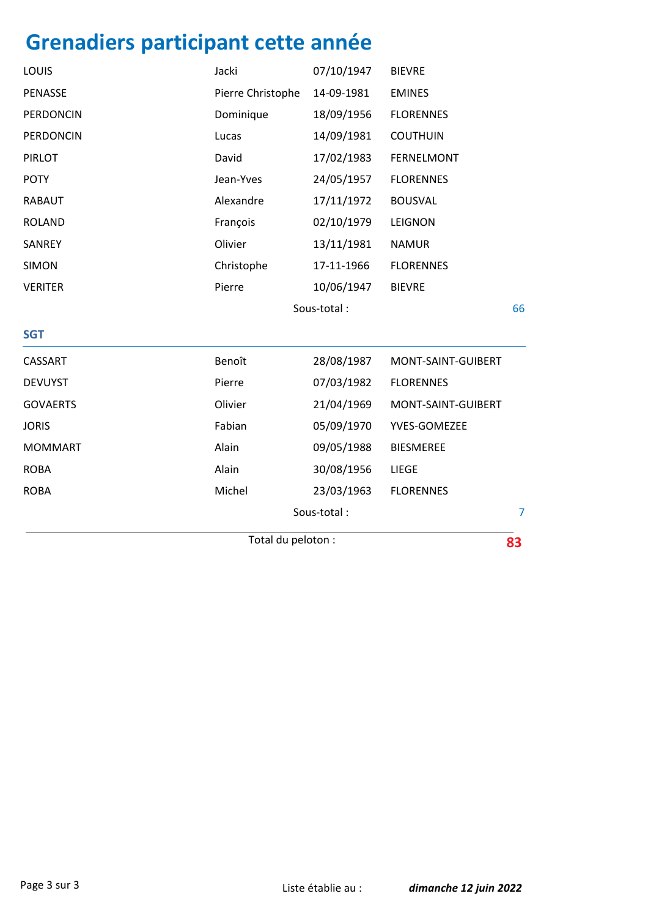# Grenadiers participant cette année

| | | | |
|---|---|---|---|
| LOUIS | Jacki | 07/10/1947 | BIEVRE |
| PENASSE | Pierre Christophe | 14-09-1981 | EMINES |
| PERDONCIN | Dominique | 18/09/1956 | FLORENNES |
| PERDONCIN | Lucas | 14/09/1981 | COUTHUIN |
| PIRLOT | David | 17/02/1983 | FERNELMONT |
| POTY | Jean-Yves | 24/05/1957 | FLORENNES |
| RABAUT | Alexandre | 17/11/1972 | BOUSVAL |
| ROLAND | François | 02/10/1979 | LEIGNON |
| SANREY | Olivier | 13/11/1981 | NAMUR |
| SIMON | Christophe | 17-11-1966 | FLORENNES |
| VERITER | Pierre | 10/06/1947 | BIEVRE |

Sous-total : 66

## SGT

| | | | |
|---|---|---|---|
| CASSART | Benoît | 28/08/1987 | MONT-SAINT-GUIBERT |
| DEVUYST | Pierre | 07/03/1982 | FLORENNES |
| GOVAERTS | Olivier | 21/04/1969 | MONT-SAINT-GUIBERT |
| JORIS | Fabian | 05/09/1970 | YVES-GOMEZEE |
| MOMMART | Alain | 09/05/1988 | BIESMEREE |
| ROBA | Alain | 30/08/1956 | LIEGE |
| ROBA | Michel | 23/03/1963 | FLORENNES |

Sous-total : 7

Total du peloton : **83**

Liste établie au : ***dimanche 12 juin 2022***